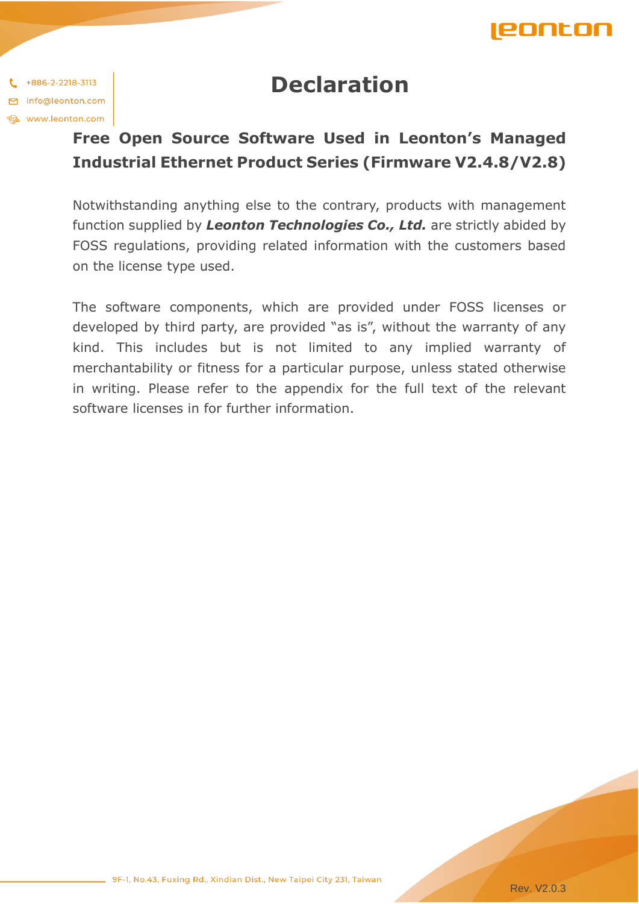# Declaration

## Free Open Source Software Used in Leonton's Managed Industrial Ethernet Product Series (Firmware V2.4.8/V2.8)

Notwithstanding anything else to the contrary, products with management function supplied by ***Leonton Technologies Co., Ltd.*** are strictly abided by FOSS regulations, providing related information with the customers based on the license type used.

The software components, which are provided under FOSS licenses or developed by third party, are provided "as is", without the warranty of any kind. This includes but is not limited to any implied warranty of merchantability or fitness for a particular purpose, unless stated otherwise in writing. Please refer to the appendix for the full text of the relevant software licenses in for further information.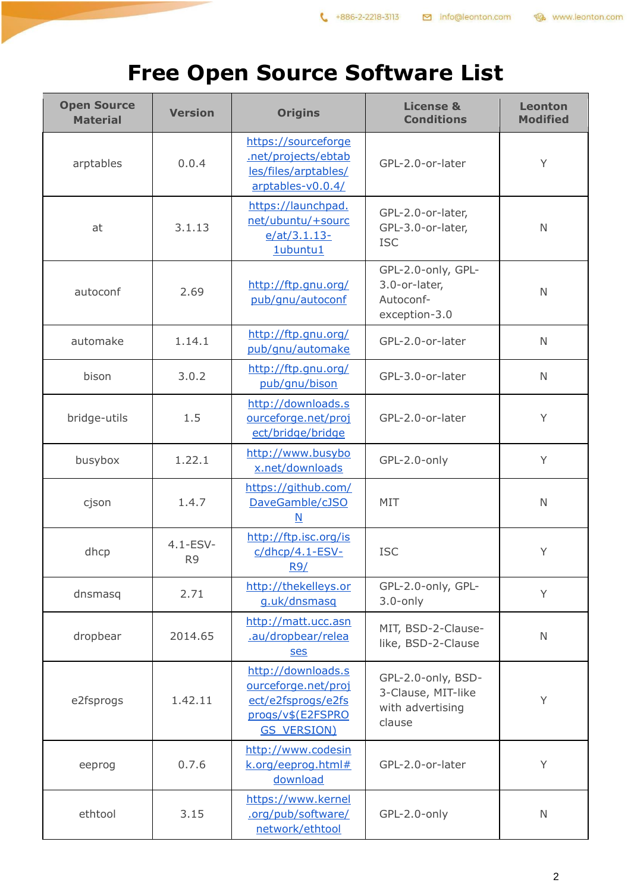# Free Open Source Software List

| Open Source Material | Version | Origins | License & Conditions | Leonton Modified |
|---|---|---|---|---|
| arptables | 0.0.4 | https://sourceforge.net/projects/ebtables/files/arptables/arptables-v0.0.4/ | GPL-2.0-or-later | Y |
| at | 3.1.13 | https://launchpad.net/ubuntu/+source/at/3.1.13-1ubuntu1 | GPL-2.0-or-later, GPL-3.0-or-later, ISC | N |
| autoconf | 2.69 | http://ftp.gnu.org/pub/gnu/autoconf | GPL-2.0-only, GPL-3.0-or-later, Autoconf-exception-3.0 | N |
| automake | 1.14.1 | http://ftp.gnu.org/pub/gnu/automake | GPL-2.0-or-later | N |
| bison | 3.0.2 | http://ftp.gnu.org/pub/gnu/bison | GPL-3.0-or-later | N |
| bridge-utils | 1.5 | http://downloads.sourceforge.net/project/bridge/bridge | GPL-2.0-or-later | Y |
| busybox | 1.22.1 | http://www.busybox.net/downloads | GPL-2.0-only | Y |
| cjson | 1.4.7 | https://github.com/DaveGamble/cJSON | MIT | N |
| dhcp | 4.1-ESV-R9 | http://ftp.isc.org/isc/dhcp/4.1-ESV-R9/ | ISC | Y |
| dnsmasq | 2.71 | http://thekelleys.org.uk/dnsmasq | GPL-2.0-only, GPL-3.0-only | Y |
| dropbear | 2014.65 | http://matt.ucc.asn.au/dropbear/releases | MIT, BSD-2-Clause-like, BSD-2-Clause | N |
| e2fsprogs | 1.42.11 | http://downloads.sourceforge.net/project/e2fsprogs/e2fsprogs/v$(E2FSPROGS_VERSION) | GPL-2.0-only, BSD-3-Clause, MIT-like with advertising clause | Y |
| eeprog | 0.7.6 | http://www.codesink.org/eeprog.html#download | GPL-2.0-or-later | Y |
| ethtool | 3.15 | https://www.kernel.org/pub/software/network/ethtool | GPL-2.0-only | N |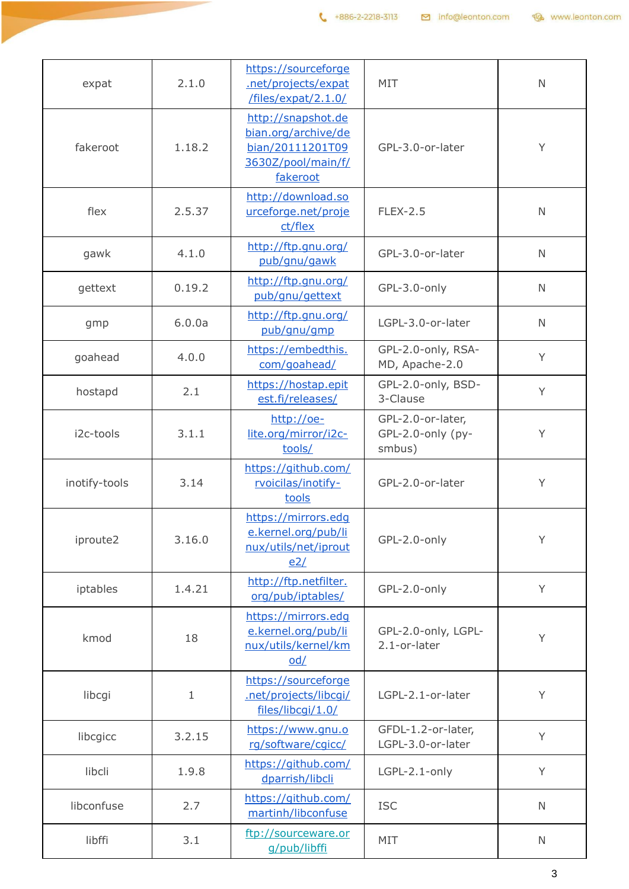| expat | 2.1.0 | https://sourceforge.net/projects/expat/files/expat/2.1.0/ | MIT | N |
|---|---|---|---|---|
| fakeroot | 1.18.2 | http://snapshot.debian.org/archive/debian/20111201T093630Z/pool/main/f/fakeroot | GPL-3.0-or-later | Y |
| flex | 2.5.37 | http://download.sourceforge.net/project/flex | FLEX-2.5 | N |
| gawk | 4.1.0 | http://ftp.gnu.org/pub/gnu/gawk | GPL-3.0-or-later | N |
| gettext | 0.19.2 | http://ftp.gnu.org/pub/gnu/gettext | GPL-3.0-only | N |
| gmp | 6.0.0a | http://ftp.gnu.org/pub/gnu/gmp | LGPL-3.0-or-later | N |
| goahead | 4.0.0 | https://embedthis.com/goahead/ | GPL-2.0-only, RSA-MD, Apache-2.0 | Y |
| hostapd | 2.1 | https://hostap.epitest.fi/releases/ | GPL-2.0-only, BSD-3-Clause | Y |
| i2c-tools | 3.1.1 | http://oe-lite.org/mirror/i2c-tools/ | GPL-2.0-or-later, GPL-2.0-only (py-smbus) | Y |
| inotify-tools | 3.14 | https://github.com/rvoicilas/inotify-tools | GPL-2.0-or-later | Y |
| iproute2 | 3.16.0 | https://mirrors.edge.kernel.org/pub/linux/utils/net/iproute2/ | GPL-2.0-only | Y |
| iptables | 1.4.21 | http://ftp.netfilter.org/pub/iptables/ | GPL-2.0-only | Y |
| kmod | 18 | https://mirrors.edge.kernel.org/pub/linux/utils/kernel/kmod/ | GPL-2.0-only, LGPL-2.1-or-later | Y |
| libcgi | 1 | https://sourceforge.net/projects/libcgi/files/libcgi/1.0/ | LGPL-2.1-or-later | Y |
| libcgicc | 3.2.15 | https://www.gnu.org/software/cgicc/ | GFDL-1.2-or-later, LGPL-3.0-or-later | Y |
| libcli | 1.9.8 | https://github.com/dparrish/libcli | LGPL-2.1-only | Y |
| libconfuse | 2.7 | https://github.com/martinh/libconfuse | ISC | N |
| libffi | 3.1 | ftp://sourceware.org/pub/libffi | MIT | N |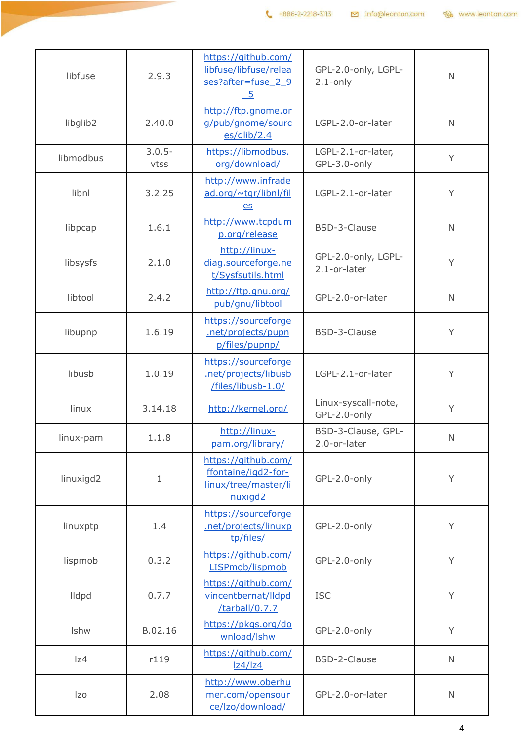| libfuse | 2.9.3 | https://github.com/libfuse/libfuse/releases?after=fuse_2_9_5 | GPL-2.0-only, LGPL-2.1-only | N |
|---|---|---|---|---|
| libglib2 | 2.40.0 | http://ftp.gnome.org/pub/gnome/sources/glib/2.4 | LGPL-2.0-or-later | N |
| libmodbus | 3.0.5-vtss | https://libmodbus.org/download/ | LGPL-2.1-or-later, GPL-3.0-only | Y |
| libnl | 3.2.25 | http://www.infradead.org/~tgr/libnl/files | LGPL-2.1-or-later | Y |
| libpcap | 1.6.1 | http://www.tcpdump.org/release | BSD-3-Clause | N |
| libsysfs | 2.1.0 | http://linux-diag.sourceforge.net/Sysfsutils.html | GPL-2.0-only, LGPL-2.1-or-later | Y |
| libtool | 2.4.2 | http://ftp.gnu.org/pub/gnu/libtool | GPL-2.0-or-later | N |
| libupnp | 1.6.19 | https://sourceforge.net/projects/pupnp/files/pupnp/ | BSD-3-Clause | Y |
| libusb | 1.0.19 | https://sourceforge.net/projects/libusb/files/libusb-1.0/ | LGPL-2.1-or-later | Y |
| linux | 3.14.18 | http://kernel.org/ | Linux-syscall-note, GPL-2.0-only | Y |
| linux-pam | 1.1.8 | http://linux-pam.org/library/ | BSD-3-Clause, GPL-2.0-or-later | N |
| linuxigd2 | 1 | https://github.com/ffontaine/igd2-for-linux/tree/master/linuxigd2 | GPL-2.0-only | Y |
| linuxptp | 1.4 | https://sourceforge.net/projects/linuxptp/files/ | GPL-2.0-only | Y |
| lispmob | 0.3.2 | https://github.com/LISPmob/lispmob | GPL-2.0-only | Y |
| lldpd | 0.7.7 | https://github.com/vincentbernat/lldpd/tarball/0.7.7 | ISC | Y |
| lshw | B.02.16 | https://pkgs.org/download/lshw | GPL-2.0-only | Y |
| lz4 | r119 | https://github.com/lz4/lz4 | BSD-2-Clause | N |
| lzo | 2.08 | http://www.oberhumer.com/opensource/lzo/download/ | GPL-2.0-or-later | N |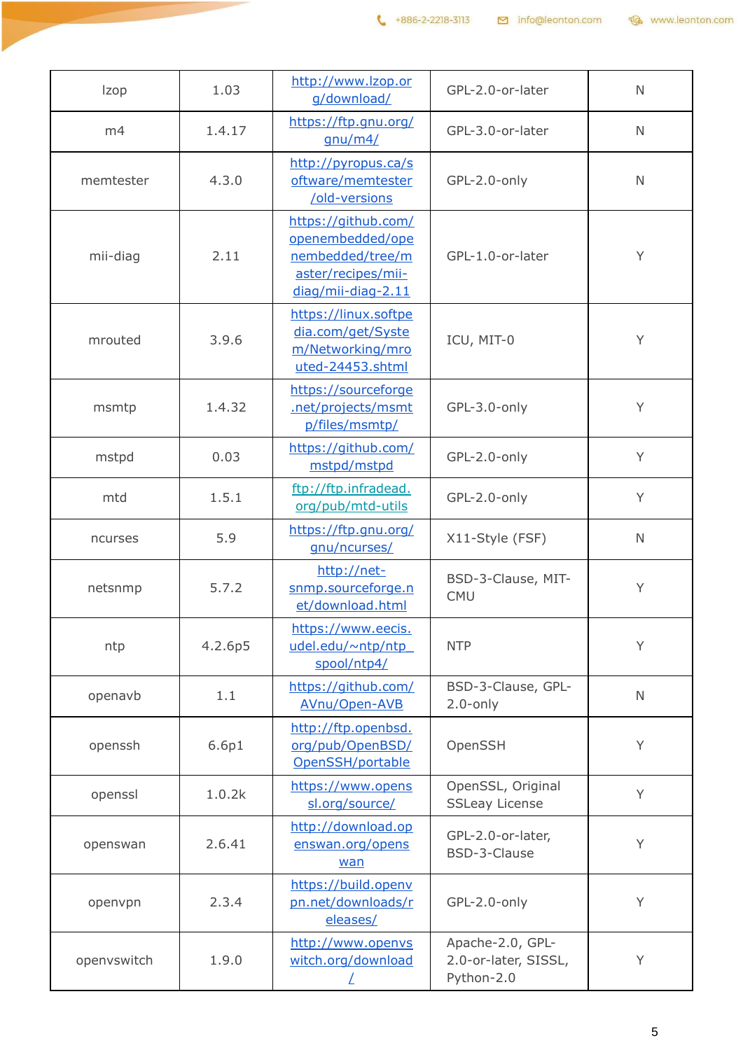| lzop | 1.03 | http://www.lzop.org/download/ | GPL-2.0-or-later | N |
|---|---|---|---|---|
| m4 | 1.4.17 | https://ftp.gnu.org/gnu/m4/ | GPL-3.0-or-later | N |
| memtester | 4.3.0 | http://pyropus.ca/software/memtester/old-versions | GPL-2.0-only | N |
| mii-diag | 2.11 | https://github.com/openembedded/openembedded/tree/master/recipes/mii-diag/mii-diag-2.11 | GPL-1.0-or-later | Y |
| mrouted | 3.9.6 | https://linux.softpedia.com/get/System/Networking/mrouted-24453.shtml | ICU, MIT-0 | Y |
| msmtp | 1.4.32 | https://sourceforge.net/projects/msmtp/files/msmtp/ | GPL-3.0-only | Y |
| mstpd | 0.03 | https://github.com/mstpd/mstpd | GPL-2.0-only | Y |
| mtd | 1.5.1 | ftp://ftp.infradead.org/pub/mtd-utils | GPL-2.0-only | Y |
| ncurses | 5.9 | https://ftp.gnu.org/gnu/ncurses/ | X11-Style (FSF) | N |
| netsnmp | 5.7.2 | http://net-snmp.sourceforge.net/download.html | BSD-3-Clause, MIT-CMU | Y |
| ntp | 4.2.6p5 | https://www.eecis.udel.edu/~ntp/ntp_spool/ntp4/ | NTP | Y |
| openavb | 1.1 | https://github.com/AVnu/Open-AVB | BSD-3-Clause, GPL-2.0-only | N |
| openssh | 6.6p1 | http://ftp.openbsd.org/pub/OpenBSD/OpenSSH/portable | OpenSSH | Y |
| openssl | 1.0.2k | https://www.openssl.org/source/ | OpenSSL, Original SSLeay License | Y |
| openswan | 2.6.41 | http://download.openswan.org/openswan | GPL-2.0-or-later, BSD-3-Clause | Y |
| openvpn | 2.3.4 | https://build.openvpn.net/downloads/releases/ | GPL-2.0-only | Y |
| openvswitch | 1.9.0 | http://www.openvswitch.org/download/ | Apache-2.0, GPL-2.0-or-later, SISSL, Python-2.0 | Y |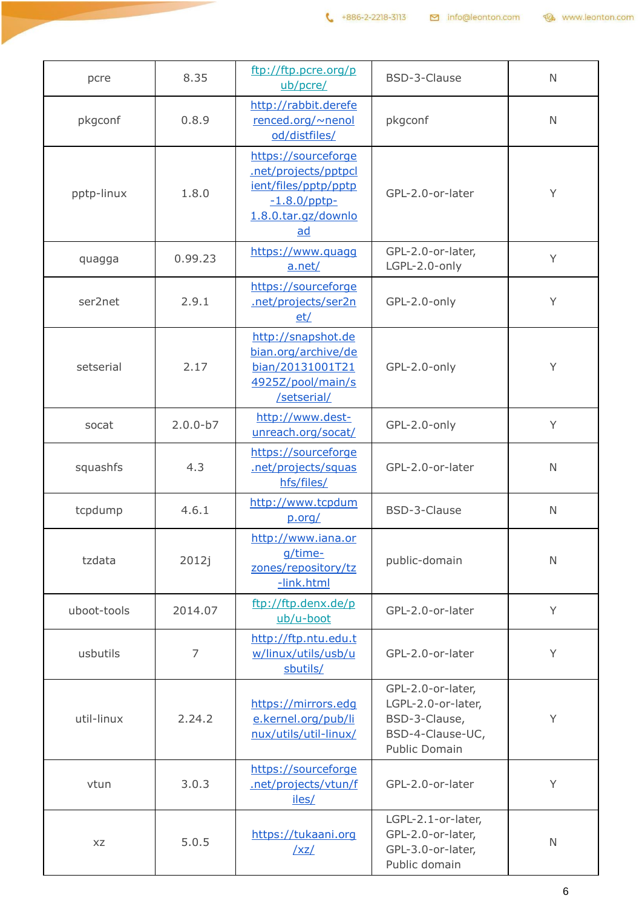| pcre | 8.35 | ftp://ftp.pcre.org/pub/pcre/ | BSD-3-Clause | N |
|---|---|---|---|---|
| pkgconf | 0.8.9 | http://rabbit.dereferenced.org/~nenolod/distfiles/ | pkgconf | N |
| pptp-linux | 1.8.0 | https://sourceforge.net/projects/pptpclient/files/pptp/pptp-1.8.0/pptp-1.8.0.tar.gz/download | GPL-2.0-or-later | Y |
| quagga | 0.99.23 | https://www.quagga.net/ | GPL-2.0-or-later, LGPL-2.0-only | Y |
| ser2net | 2.9.1 | https://sourceforge.net/projects/ser2net/ | GPL-2.0-only | Y |
| setserial | 2.17 | http://snapshot.debian.org/archive/debian/20131001T214925Z/pool/main/s/setserial/ | GPL-2.0-only | Y |
| socat | 2.0.0-b7 | http://www.dest-unreach.org/socat/ | GPL-2.0-only | Y |
| squashfs | 4.3 | https://sourceforge.net/projects/squashfs/files/ | GPL-2.0-or-later | N |
| tcpdump | 4.6.1 | http://www.tcpdump.org/ | BSD-3-Clause | N |
| tzdata | 2012j | http://www.iana.org/time-zones/repository/tz-link.html | public-domain | N |
| uboot-tools | 2014.07 | ftp://ftp.denx.de/pub/u-boot | GPL-2.0-or-later | Y |
| usbutils | 7 | http://ftp.ntu.edu.tw/linux/utils/usb/usbutils/ | GPL-2.0-or-later | Y |
| util-linux | 2.24.2 | https://mirrors.edge.kernel.org/pub/linux/utils/util-linux/ | GPL-2.0-or-later, LGPL-2.0-or-later, BSD-3-Clause, BSD-4-Clause-UC, Public Domain | Y |
| vtun | 3.0.3 | https://sourceforge.net/projects/vtun/files/ | GPL-2.0-or-later | Y |
| xz | 5.0.5 | https://tukaani.org/xz/ | LGPL-2.1-or-later, GPL-2.0-or-later, GPL-3.0-or-later, Public domain | N |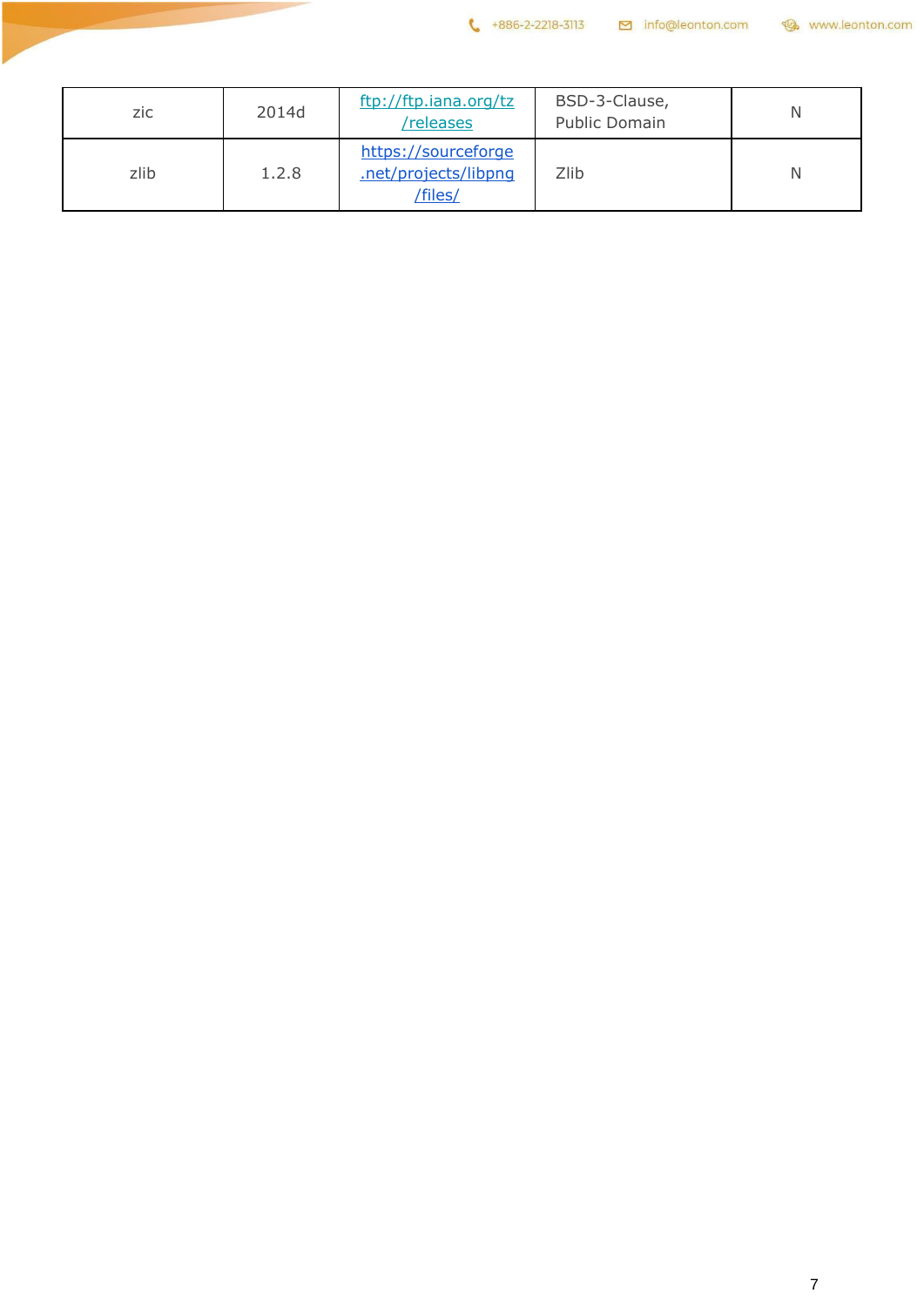| | | | | |
|---|---|---|---|---|
| zic | 2014d | ftp://ftp.iana.org/tz/releases | BSD-3-Clause, Public Domain | N |
| zlib | 1.2.8 | https://sourceforge.net/projects/libpng/files/ | Zlib | N |